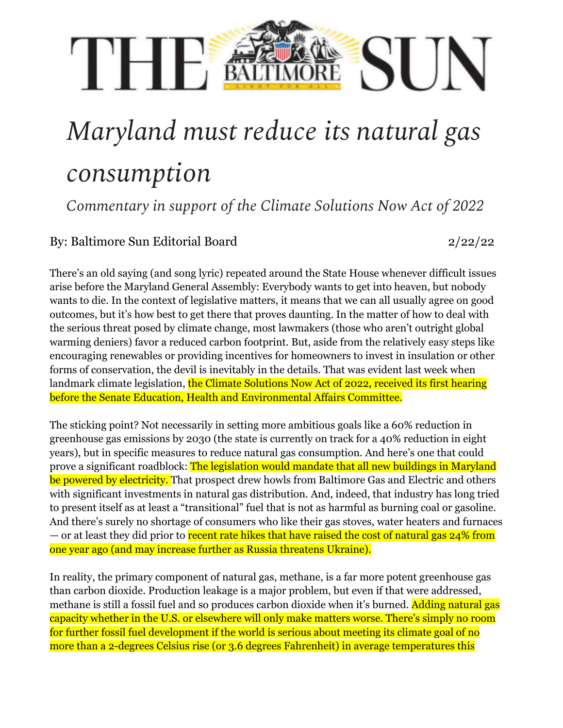# THE BALTIMORE SUN

# *Maryland must reduce its natural gas consumption*

### *Commentary in support of the Climate Solutions Now Act of 2022*

By: Baltimore Sun Editorial Board 2/22/22

There's an old saying (and song lyric) repeated around the State House whenever difficult issues arise before the Maryland General Assembly: Everybody wants to get into heaven, but nobody wants to die. In the context of legislative matters, it means that we can all usually agree on good outcomes, but it's how best to get there that proves daunting. In the matter of how to deal with the serious threat posed by climate change, most lawmakers (those who aren't outright global warming deniers) favor a reduced carbon footprint. But, aside from the relatively easy steps like encouraging renewables or providing incentives for homeowners to invest in insulation or other forms of conservation, the devil is inevitably in the details. That was evident last week when landmark climate legislation, the Climate Solutions Now Act of 2022, received its first hearing before the Senate Education, Health and Environmental Affairs Committee.

The sticking point? Not necessarily in setting more ambitious goals like a 60% reduction in greenhouse gas emissions by 2030 (the state is currently on track for a 40% reduction in eight years), but in specific measures to reduce natural gas consumption. And here's one that could prove a significant roadblock: The legislation would mandate that all new buildings in Maryland be powered by electricity. That prospect drew howls from Baltimore Gas and Electric and others with significant investments in natural gas distribution. And, indeed, that industry has long tried to present itself as at least a "transitional" fuel that is not as harmful as burning coal or gasoline. And there's surely no shortage of consumers who like their gas stoves, water heaters and furnaces — or at least they did prior to recent rate hikes that have raised the cost of natural gas 24% from one year ago (and may increase further as Russia threatens Ukraine).

In reality, the primary component of natural gas, methane, is a far more potent greenhouse gas than carbon dioxide. Production leakage is a major problem, but even if that were addressed, methane is still a fossil fuel and so produces carbon dioxide when it's burned. Adding natural gas capacity whether in the U.S. or elsewhere will only make matters worse. There's simply no room for further fossil fuel development if the world is serious about meeting its climate goal of no more than a 2-degrees Celsius rise (or 3.6 degrees Fahrenheit) in average temperatures this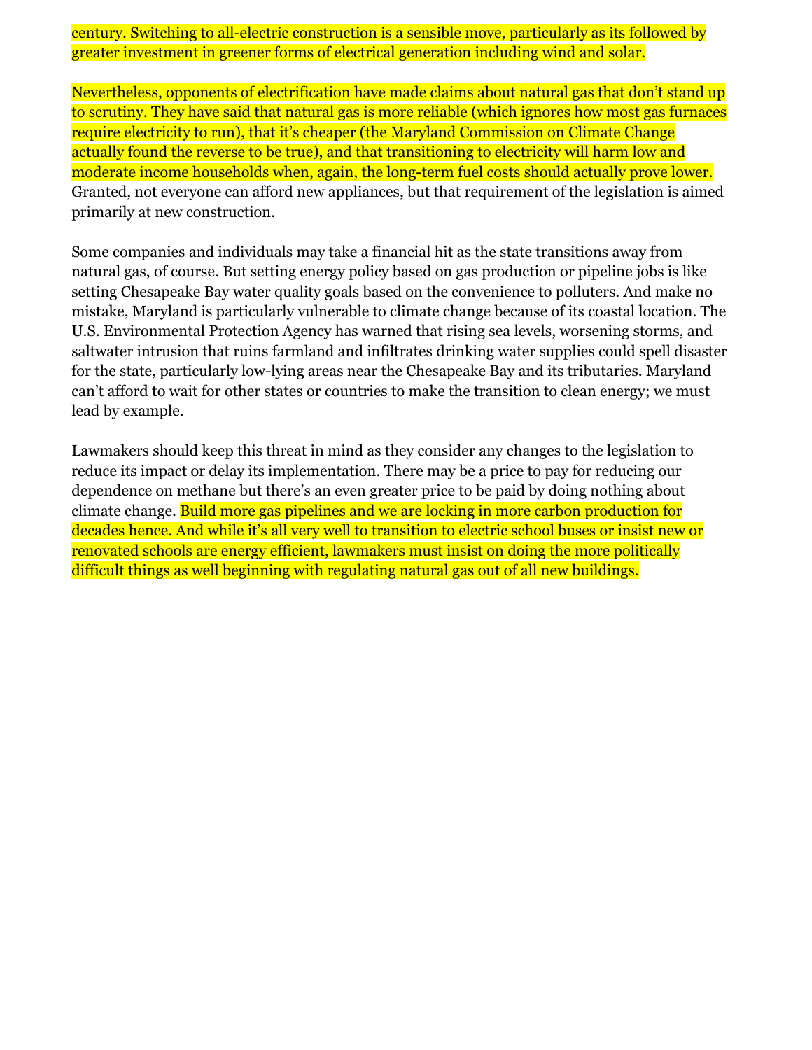century. Switching to all-electric construction is a sensible move, particularly as its followed by greater investment in greener forms of electrical generation including wind and solar.

Nevertheless, opponents of electrification have made claims about natural gas that don't stand up to scrutiny. They have said that natural gas is more reliable (which ignores how most gas furnaces require electricity to run), that it's cheaper (the Maryland Commission on Climate Change actually found the reverse to be true), and that transitioning to electricity will harm low and moderate income households when, again, the long-term fuel costs should actually prove lower. Granted, not everyone can afford new appliances, but that requirement of the legislation is aimed primarily at new construction.

Some companies and individuals may take a financial hit as the state transitions away from natural gas, of course. But setting energy policy based on gas production or pipeline jobs is like setting Chesapeake Bay water quality goals based on the convenience to polluters. And make no mistake, Maryland is particularly vulnerable to climate change because of its coastal location. The U.S. Environmental Protection Agency has warned that rising sea levels, worsening storms, and saltwater intrusion that ruins farmland and infiltrates drinking water supplies could spell disaster for the state, particularly low-lying areas near the Chesapeake Bay and its tributaries. Maryland can't afford to wait for other states or countries to make the transition to clean energy; we must lead by example.

Lawmakers should keep this threat in mind as they consider any changes to the legislation to reduce its impact or delay its implementation. There may be a price to pay for reducing our dependence on methane but there's an even greater price to be paid by doing nothing about climate change. Build more gas pipelines and we are locking in more carbon production for decades hence. And while it's all very well to transition to electric school buses or insist new or renovated schools are energy efficient, lawmakers must insist on doing the more politically difficult things as well beginning with regulating natural gas out of all new buildings.